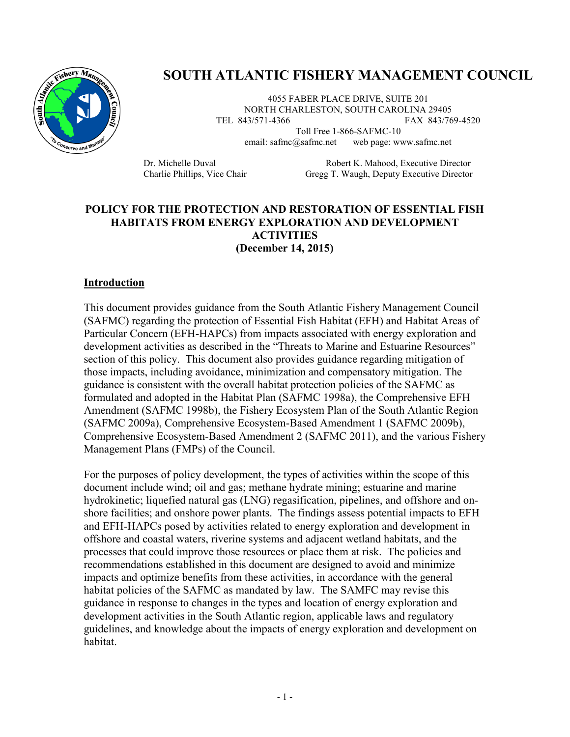# SOUTH ATLANTIC FISHERY MANAGEMENT COUNCIL

4055 FABER PLACE DRIVE, SUITE 201
NORTH CHARLESTON, SOUTH CAROLINA 29405
TEL 843/571-4366 FAX 843/769-4520
Toll Free 1-866-SAFMC-10
email: safmc@safmc.net web page: www.safmc.net

Dr. Michelle Duval
Charlie Phillips, Vice Chair

Robert K. Mahood, Executive Director
Gregg T. Waugh, Deputy Executive Director

## POLICY FOR THE PROTECTION AND RESTORATION OF ESSENTIAL FISH HABITATS FROM ENERGY EXPLORATION AND DEVELOPMENT ACTIVITIES (December 14, 2015)

### Introduction

This document provides guidance from the South Atlantic Fishery Management Council (SAFMC) regarding the protection of Essential Fish Habitat (EFH) and Habitat Areas of Particular Concern (EFH-HAPCs) from impacts associated with energy exploration and development activities as described in the "Threats to Marine and Estuarine Resources" section of this policy. This document also provides guidance regarding mitigation of those impacts, including avoidance, minimization and compensatory mitigation. The guidance is consistent with the overall habitat protection policies of the SAFMC as formulated and adopted in the Habitat Plan (SAFMC 1998a), the Comprehensive EFH Amendment (SAFMC 1998b), the Fishery Ecosystem Plan of the South Atlantic Region (SAFMC 2009a), Comprehensive Ecosystem-Based Amendment 1 (SAFMC 2009b), Comprehensive Ecosystem-Based Amendment 2 (SAFMC 2011), and the various Fishery Management Plans (FMPs) of the Council.

For the purposes of policy development, the types of activities within the scope of this document include wind; oil and gas; methane hydrate mining; estuarine and marine hydrokinetic; liquefied natural gas (LNG) regasification, pipelines, and offshore and on-shore facilities; and onshore power plants. The findings assess potential impacts to EFH and EFH-HAPCs posed by activities related to energy exploration and development in offshore and coastal waters, riverine systems and adjacent wetland habitats, and the processes that could improve those resources or place them at risk. The policies and recommendations established in this document are designed to avoid and minimize impacts and optimize benefits from these activities, in accordance with the general habitat policies of the SAFMC as mandated by law. The SAMFC may revise this guidance in response to changes in the types and location of energy exploration and development activities in the South Atlantic region, applicable laws and regulatory guidelines, and knowledge about the impacts of energy exploration and development on habitat.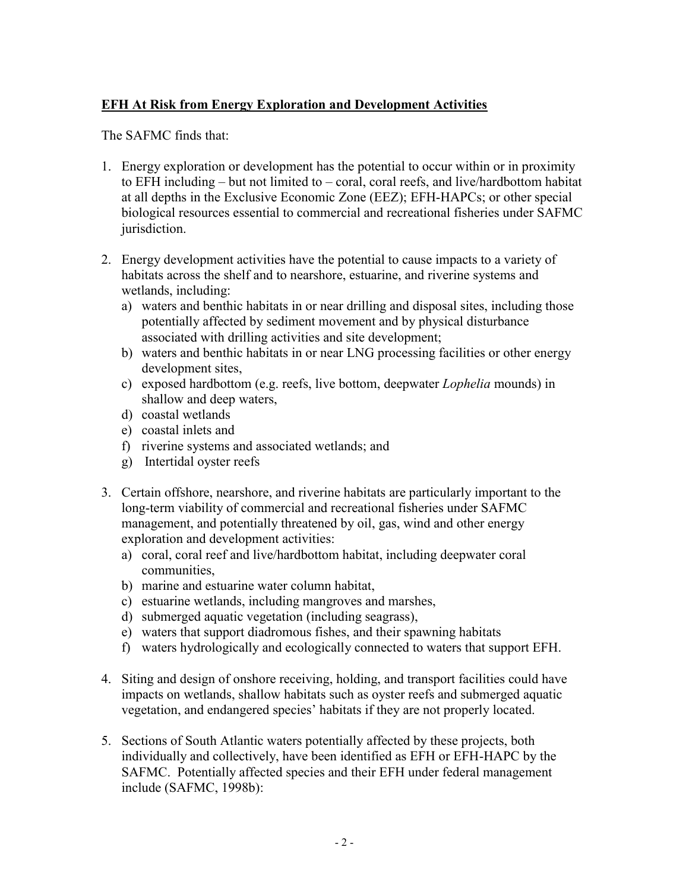**EFH At Risk from Energy Exploration and Development Activities**

The SAFMC finds that:

1. Energy exploration or development has the potential to occur within or in proximity to EFH including – but not limited to – coral, coral reefs, and live/hardbottom habitat at all depths in the Exclusive Economic Zone (EEZ); EFH-HAPCs; or other special biological resources essential to commercial and recreational fisheries under SAFMC jurisdiction.

2. Energy development activities have the potential to cause impacts to a variety of habitats across the shelf and to nearshore, estuarine, and riverine systems and wetlands, including:
   a) waters and benthic habitats in or near drilling and disposal sites, including those potentially affected by sediment movement and by physical disturbance associated with drilling activities and site development;
   b) waters and benthic habitats in or near LNG processing facilities or other energy development sites,
   c) exposed hardbottom (e.g. reefs, live bottom, deepwater *Lophelia* mounds) in shallow and deep waters,
   d) coastal wetlands
   e) coastal inlets and
   f) riverine systems and associated wetlands; and
   g) Intertidal oyster reefs

3. Certain offshore, nearshore, and riverine habitats are particularly important to the long-term viability of commercial and recreational fisheries under SAFMC management, and potentially threatened by oil, gas, wind and other energy exploration and development activities:
   a) coral, coral reef and live/hardbottom habitat, including deepwater coral communities,
   b) marine and estuarine water column habitat,
   c) estuarine wetlands, including mangroves and marshes,
   d) submerged aquatic vegetation (including seagrass),
   e) waters that support diadromous fishes, and their spawning habitats
   f) waters hydrologically and ecologically connected to waters that support EFH.

4. Siting and design of onshore receiving, holding, and transport facilities could have impacts on wetlands, shallow habitats such as oyster reefs and submerged aquatic vegetation, and endangered species' habitats if they are not properly located.

5. Sections of South Atlantic waters potentially affected by these projects, both individually and collectively, have been identified as EFH or EFH-HAPC by the SAFMC. Potentially affected species and their EFH under federal management include (SAFMC, 1998b):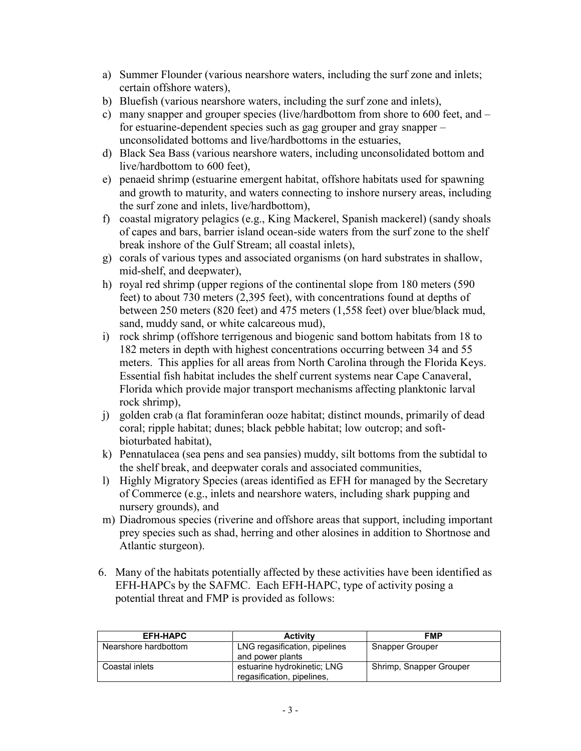a) Summer Flounder (various nearshore waters, including the surf zone and inlets; certain offshore waters),
b) Bluefish (various nearshore waters, including the surf zone and inlets),
c) many snapper and grouper species (live/hardbottom from shore to 600 feet, and – for estuarine-dependent species such as gag grouper and gray snapper – unconsolidated bottoms and live/hardbottoms in the estuaries,
d) Black Sea Bass (various nearshore waters, including unconsolidated bottom and live/hardbottom to 600 feet),
e) penaeid shrimp (estuarine emergent habitat, offshore habitats used for spawning and growth to maturity, and waters connecting to inshore nursery areas, including the surf zone and inlets, live/hardbottom),
f) coastal migratory pelagics (e.g., King Mackerel, Spanish mackerel) (sandy shoals of capes and bars, barrier island ocean-side waters from the surf zone to the shelf break inshore of the Gulf Stream; all coastal inlets),
g) corals of various types and associated organisms (on hard substrates in shallow, mid-shelf, and deepwater),
h) royal red shrimp (upper regions of the continental slope from 180 meters (590 feet) to about 730 meters (2,395 feet), with concentrations found at depths of between 250 meters (820 feet) and 475 meters (1,558 feet) over blue/black mud, sand, muddy sand, or white calcareous mud),
i) rock shrimp (offshore terrigenous and biogenic sand bottom habitats from 18 to 182 meters in depth with highest concentrations occurring between 34 and 55 meters. This applies for all areas from North Carolina through the Florida Keys. Essential fish habitat includes the shelf current systems near Cape Canaveral, Florida which provide major transport mechanisms affecting planktonic larval rock shrimp),
j) golden crab (a flat foraminferan ooze habitat; distinct mounds, primarily of dead coral; ripple habitat; dunes; black pebble habitat; low outcrop; and soft-bioturbated habitat),
k) Pennatulacea (sea pens and sea pansies) muddy, silt bottoms from the subtidal to the shelf break, and deepwater corals and associated communities,
l) Highly Migratory Species (areas identified as EFH for managed by the Secretary of Commerce (e.g., inlets and nearshore waters, including shark pupping and nursery grounds), and
m) Diadromous species (riverine and offshore areas that support, including important prey species such as shad, herring and other alosines in addition to Shortnose and Atlantic sturgeon).

6. Many of the habitats potentially affected by these activities have been identified as EFH-HAPCs by the SAFMC. Each EFH-HAPC, type of activity posing a potential threat and FMP is provided as follows:

| EFH-HAPC | Activity | FMP |
|---|---|---|
| Nearshore hardbottom | LNG regasification, pipelines and power plants | Snapper Grouper |
| Coastal inlets | estuarine hydrokinetic; LNG regasification, pipelines, | Shrimp, Snapper Grouper |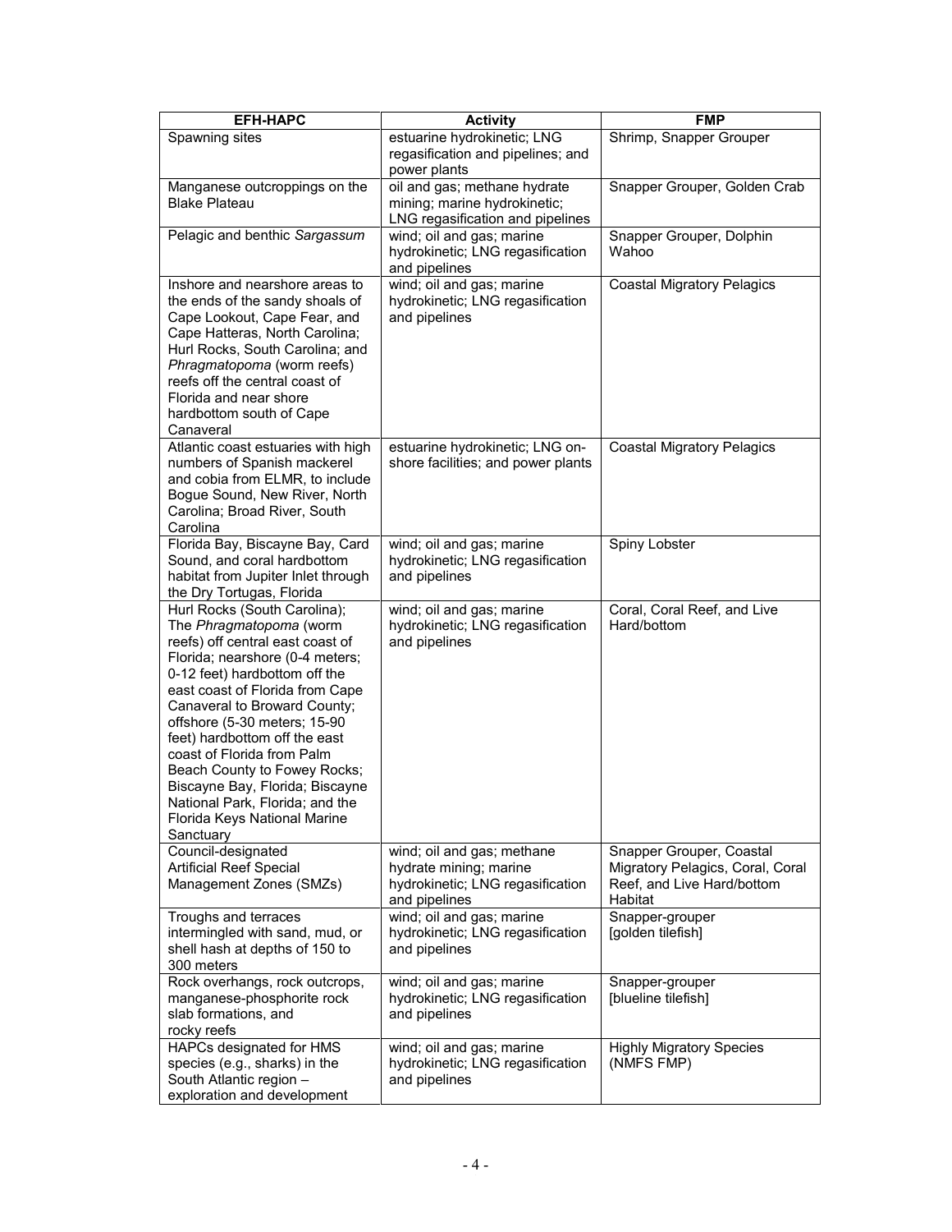| EFH-HAPC | Activity | FMP |
|---|---|---|
| Spawning sites | estuarine hydrokinetic; LNG regasification and pipelines; and power plants | Shrimp, Snapper Grouper |
| Manganese outcroppings on the Blake Plateau | oil and gas; methane hydrate mining; marine hydrokinetic; LNG regasification and pipelines | Snapper Grouper, Golden Crab |
| Pelagic and benthic *Sargassum* | wind; oil and gas; marine hydrokinetic; LNG regasification and pipelines | Snapper Grouper, Dolphin Wahoo |
| Inshore and nearshore areas to the ends of the sandy shoals of Cape Lookout, Cape Fear, and Cape Hatteras, North Carolina; Hurl Rocks, South Carolina; and *Phragmatopoma* (worm reefs) reefs off the central coast of Florida and near shore hardbottom south of Cape Canaveral | wind; oil and gas; marine hydrokinetic; LNG regasification and pipelines | Coastal Migratory Pelagics |
| Atlantic coast estuaries with high numbers of Spanish mackerel and cobia from ELMR, to include Bogue Sound, New River, North Carolina; Broad River, South Carolina | estuarine hydrokinetic; LNG on-shore facilities; and power plants | Coastal Migratory Pelagics |
| Florida Bay, Biscayne Bay, Card Sound, and coral hardbottom habitat from Jupiter Inlet through the Dry Tortugas, Florida | wind; oil and gas; marine hydrokinetic; LNG regasification and pipelines | Spiny Lobster |
| Hurl Rocks (South Carolina); The *Phragmatopoma* (worm reefs) off central east coast of Florida; nearshore (0-4 meters; 0-12 feet) hardbottom off the east coast of Florida from Cape Canaveral to Broward County; offshore (5-30 meters; 15-90 feet) hardbottom off the east coast of Florida from Palm Beach County to Fowey Rocks; Biscayne Bay, Florida; Biscayne National Park, Florida; and the Florida Keys National Marine Sanctuary | wind; oil and gas; marine hydrokinetic; LNG regasification and pipelines | Coral, Coral Reef, and Live Hard/bottom |
| Council-designated Artificial Reef Special Management Zones (SMZs) | wind; oil and gas; methane hydrate mining; marine hydrokinetic; LNG regasification and pipelines | Snapper Grouper, Coastal Migratory Pelagics, Coral, Coral Reef, and Live Hard/bottom Habitat |
| Troughs and terraces intermingled with sand, mud, or shell hash at depths of 150 to 300 meters | wind; oil and gas; marine hydrokinetic; LNG regasification and pipelines | Snapper-grouper [golden tilefish] |
| Rock overhangs, rock outcrops, manganese-phosphorite rock slab formations, and rocky reefs | wind; oil and gas; marine hydrokinetic; LNG regasification and pipelines | Snapper-grouper [blueline tilefish] |
| HAPCs designated for HMS species (e.g., sharks) in the South Atlantic region – exploration and development | wind; oil and gas; marine hydrokinetic; LNG regasification and pipelines | Highly Migratory Species (NMFS FMP) |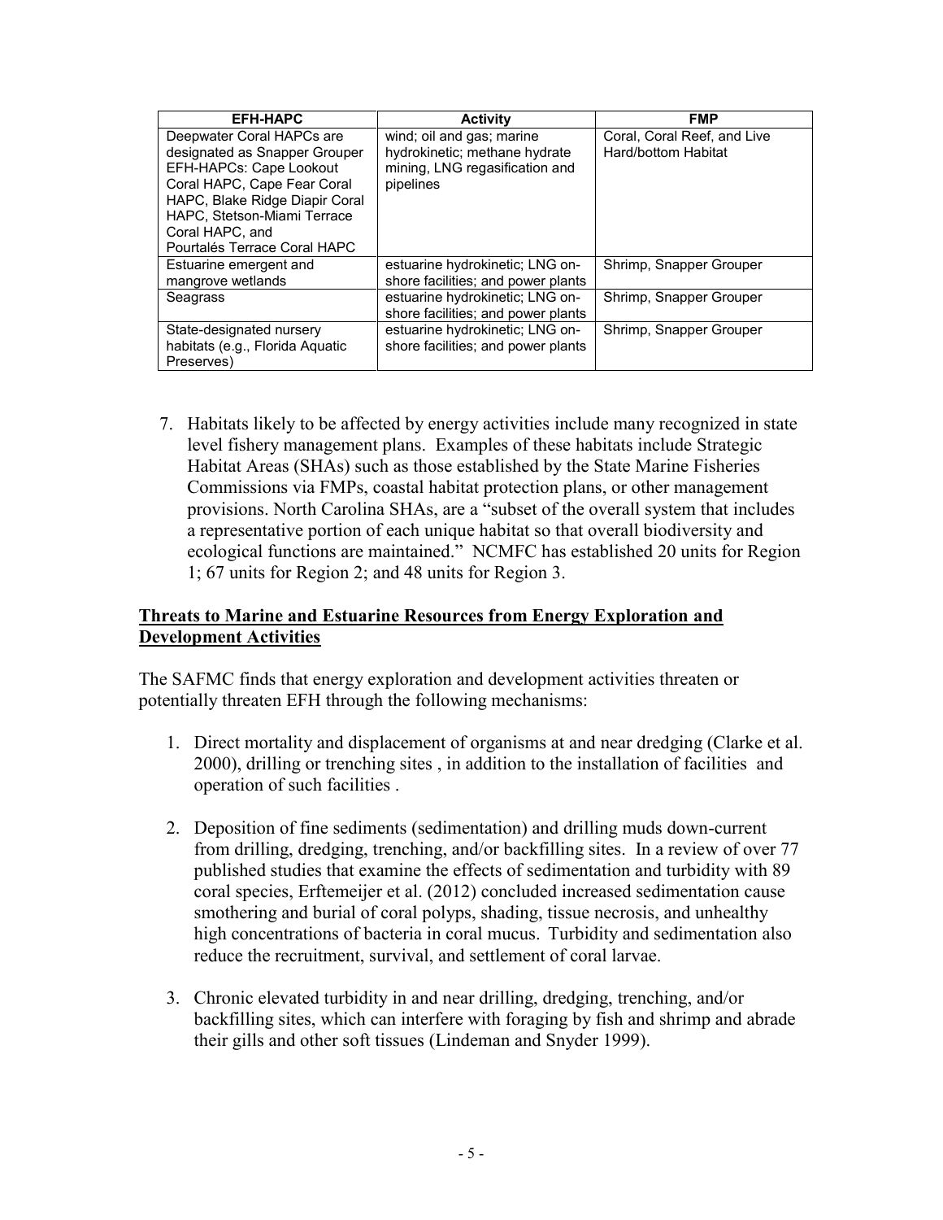| EFH-HAPC | Activity | FMP |
|---|---|---|
| Deepwater Coral HAPCs are designated as Snapper Grouper EFH-HAPCs: Cape Lookout Coral HAPC, Cape Fear Coral HAPC, Blake Ridge Diapir Coral HAPC, Stetson-Miami Terrace Coral HAPC, and Pourtalés Terrace Coral HAPC | wind; oil and gas; marine hydrokinetic; methane hydrate mining, LNG regasification and pipelines | Coral, Coral Reef, and Live Hard/bottom Habitat |
| Estuarine emergent and mangrove wetlands | estuarine hydrokinetic; LNG on-shore facilities; and power plants | Shrimp, Snapper Grouper |
| Seagrass | estuarine hydrokinetic; LNG on-shore facilities; and power plants | Shrimp, Snapper Grouper |
| State-designated nursery habitats (e.g., Florida Aquatic Preserves) | estuarine hydrokinetic; LNG on-shore facilities; and power plants | Shrimp, Snapper Grouper |

7. Habitats likely to be affected by energy activities include many recognized in state level fishery management plans. Examples of these habitats include Strategic Habitat Areas (SHAs) such as those established by the State Marine Fisheries Commissions via FMPs, coastal habitat protection plans, or other management provisions. North Carolina SHAs, are a "subset of the overall system that includes a representative portion of each unique habitat so that overall biodiversity and ecological functions are maintained." NCMFC has established 20 units for Region 1; 67 units for Region 2; and 48 units for Region 3.

## **Threats to Marine and Estuarine Resources from Energy Exploration and Development Activities**

The SAFMC finds that energy exploration and development activities threaten or potentially threaten EFH through the following mechanisms:

1. Direct mortality and displacement of organisms at and near dredging (Clarke et al. 2000), drilling or trenching sites , in addition to the installation of facilities and operation of such facilities .

2. Deposition of fine sediments (sedimentation) and drilling muds down-current from drilling, dredging, trenching, and/or backfilling sites. In a review of over 77 published studies that examine the effects of sedimentation and turbidity with 89 coral species, Erftemeijer et al. (2012) concluded increased sedimentation cause smothering and burial of coral polyps, shading, tissue necrosis, and unhealthy high concentrations of bacteria in coral mucus. Turbidity and sedimentation also reduce the recruitment, survival, and settlement of coral larvae.

3. Chronic elevated turbidity in and near drilling, dredging, trenching, and/or backfilling sites, which can interfere with foraging by fish and shrimp and abrade their gills and other soft tissues (Lindeman and Snyder 1999).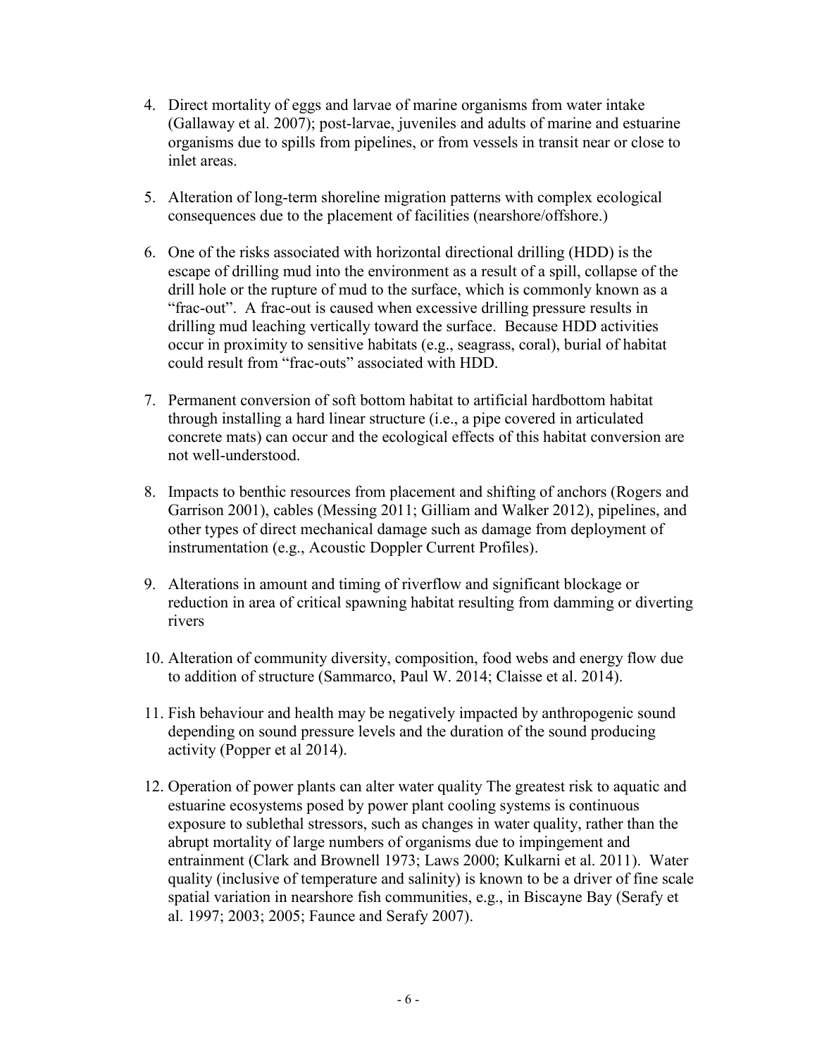4. Direct mortality of eggs and larvae of marine organisms from water intake (Gallaway et al. 2007); post-larvae, juveniles and adults of marine and estuarine organisms due to spills from pipelines, or from vessels in transit near or close to inlet areas.

5. Alteration of long-term shoreline migration patterns with complex ecological consequences due to the placement of facilities (nearshore/offshore.)

6. One of the risks associated with horizontal directional drilling (HDD) is the escape of drilling mud into the environment as a result of a spill, collapse of the drill hole or the rupture of mud to the surface, which is commonly known as a "frac-out". A frac-out is caused when excessive drilling pressure results in drilling mud leaching vertically toward the surface. Because HDD activities occur in proximity to sensitive habitats (e.g., seagrass, coral), burial of habitat could result from "frac-outs" associated with HDD.

7. Permanent conversion of soft bottom habitat to artificial hardbottom habitat through installing a hard linear structure (i.e., a pipe covered in articulated concrete mats) can occur and the ecological effects of this habitat conversion are not well-understood.

8. Impacts to benthic resources from placement and shifting of anchors (Rogers and Garrison 2001), cables (Messing 2011; Gilliam and Walker 2012), pipelines, and other types of direct mechanical damage such as damage from deployment of instrumentation (e.g., Acoustic Doppler Current Profiles).

9. Alterations in amount and timing of riverflow and significant blockage or reduction in area of critical spawning habitat resulting from damming or diverting rivers

10. Alteration of community diversity, composition, food webs and energy flow due to addition of structure (Sammarco, Paul W. 2014; Claisse et al. 2014).

11. Fish behaviour and health may be negatively impacted by anthropogenic sound depending on sound pressure levels and the duration of the sound producing activity (Popper et al 2014).

12. Operation of power plants can alter water quality The greatest risk to aquatic and estuarine ecosystems posed by power plant cooling systems is continuous exposure to sublethal stressors, such as changes in water quality, rather than the abrupt mortality of large numbers of organisms due to impingement and entrainment (Clark and Brownell 1973; Laws 2000; Kulkarni et al. 2011). Water quality (inclusive of temperature and salinity) is known to be a driver of fine scale spatial variation in nearshore fish communities, e.g., in Biscayne Bay (Serafy et al. 1997; 2003; 2005; Faunce and Serafy 2007).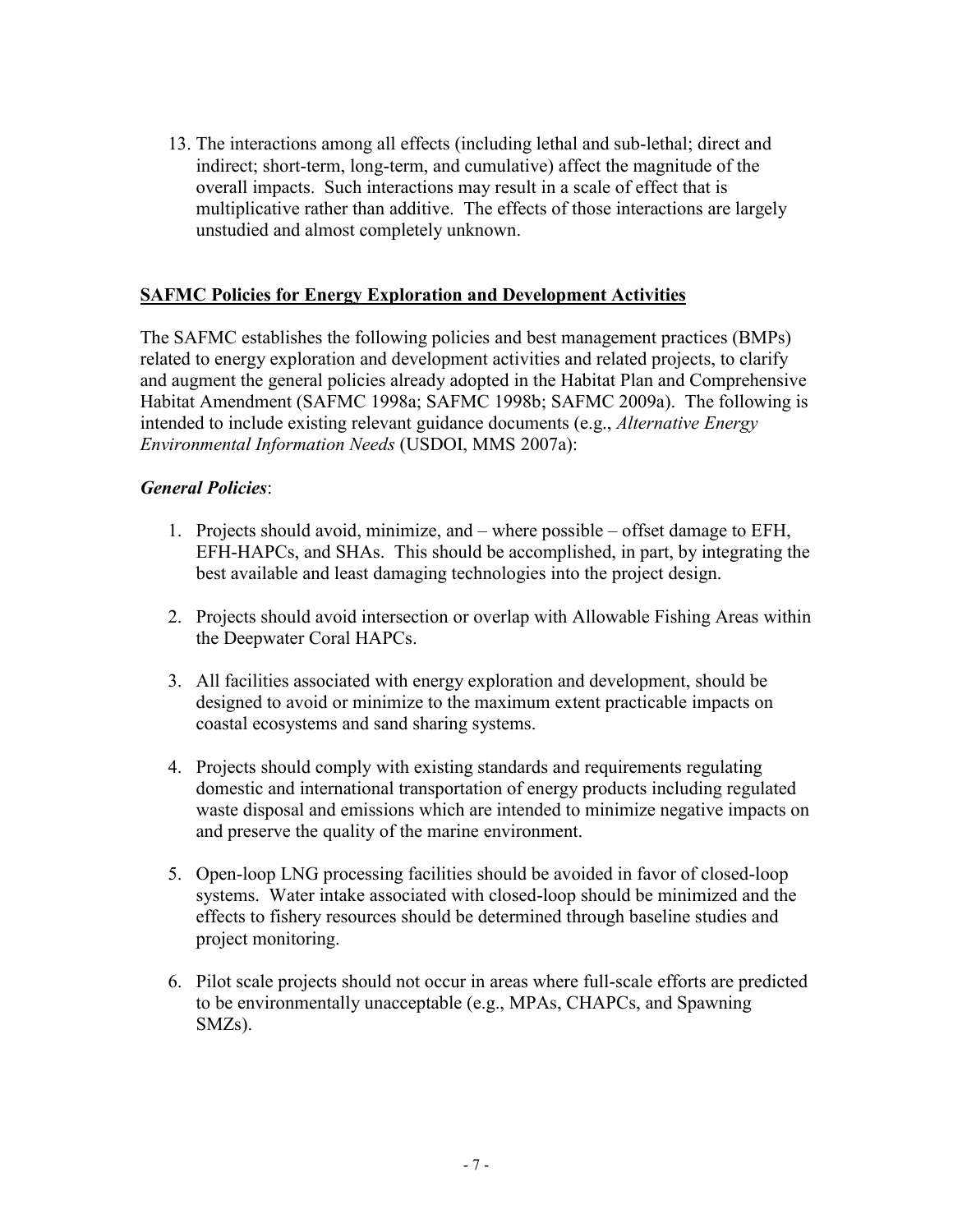13. The interactions among all effects (including lethal and sub-lethal; direct and indirect; short-term, long-term, and cumulative) affect the magnitude of the overall impacts. Such interactions may result in a scale of effect that is multiplicative rather than additive. The effects of those interactions are largely unstudied and almost completely unknown.

## SAFMC Policies for Energy Exploration and Development Activities

The SAFMC establishes the following policies and best management practices (BMPs) related to energy exploration and development activities and related projects, to clarify and augment the general policies already adopted in the Habitat Plan and Comprehensive Habitat Amendment (SAFMC 1998a; SAFMC 1998b; SAFMC 2009a). The following is intended to include existing relevant guidance documents (e.g., *Alternative Energy Environmental Information Needs* (USDOI, MMS 2007a):

***General Policies***:

1. Projects should avoid, minimize, and – where possible – offset damage to EFH, EFH-HAPCs, and SHAs. This should be accomplished, in part, by integrating the best available and least damaging technologies into the project design.

2. Projects should avoid intersection or overlap with Allowable Fishing Areas within the Deepwater Coral HAPCs.

3. All facilities associated with energy exploration and development, should be designed to avoid or minimize to the maximum extent practicable impacts on coastal ecosystems and sand sharing systems.

4. Projects should comply with existing standards and requirements regulating domestic and international transportation of energy products including regulated waste disposal and emissions which are intended to minimize negative impacts on and preserve the quality of the marine environment.

5. Open-loop LNG processing facilities should be avoided in favor of closed-loop systems. Water intake associated with closed-loop should be minimized and the effects to fishery resources should be determined through baseline studies and project monitoring.

6. Pilot scale projects should not occur in areas where full-scale efforts are predicted to be environmentally unacceptable (e.g., MPAs, CHAPCs, and Spawning SMZs).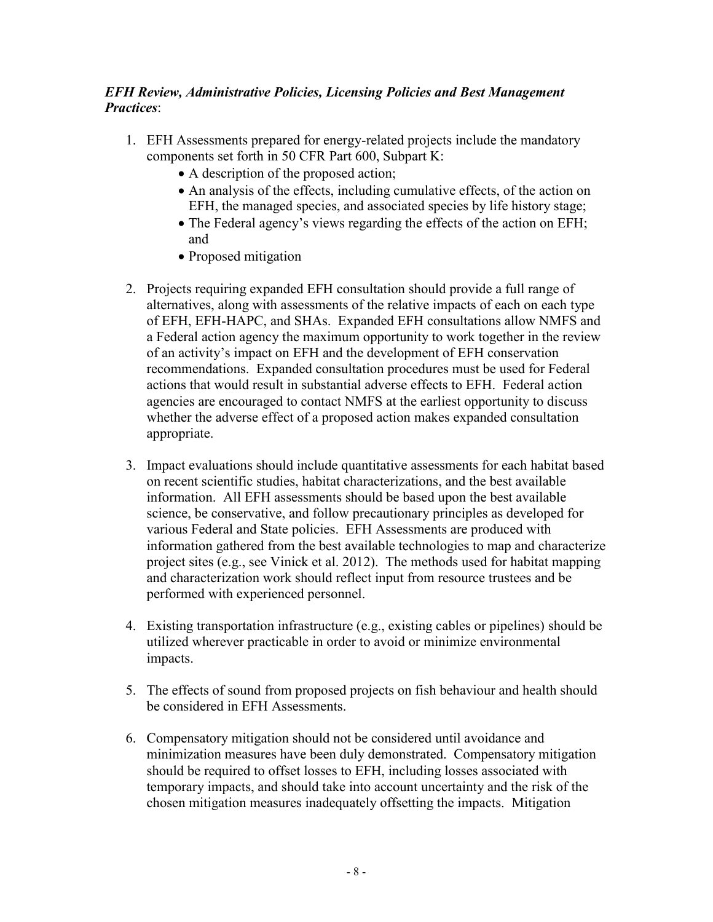***EFH Review, Administrative Policies, Licensing Policies and Best Management Practices***:

1. EFH Assessments prepared for energy-related projects include the mandatory components set forth in 50 CFR Part 600, Subpart K:
    - A description of the proposed action;
    - An analysis of the effects, including cumulative effects, of the action on EFH, the managed species, and associated species by life history stage;
    - The Federal agency's views regarding the effects of the action on EFH; and
    - Proposed mitigation

2. Projects requiring expanded EFH consultation should provide a full range of alternatives, along with assessments of the relative impacts of each on each type of EFH, EFH-HAPC, and SHAs. Expanded EFH consultations allow NMFS and a Federal action agency the maximum opportunity to work together in the review of an activity's impact on EFH and the development of EFH conservation recommendations. Expanded consultation procedures must be used for Federal actions that would result in substantial adverse effects to EFH. Federal action agencies are encouraged to contact NMFS at the earliest opportunity to discuss whether the adverse effect of a proposed action makes expanded consultation appropriate.

3. Impact evaluations should include quantitative assessments for each habitat based on recent scientific studies, habitat characterizations, and the best available information. All EFH assessments should be based upon the best available science, be conservative, and follow precautionary principles as developed for various Federal and State policies. EFH Assessments are produced with information gathered from the best available technologies to map and characterize project sites (e.g., see Vinick et al. 2012). The methods used for habitat mapping and characterization work should reflect input from resource trustees and be performed with experienced personnel.

4. Existing transportation infrastructure (e.g., existing cables or pipelines) should be utilized wherever practicable in order to avoid or minimize environmental impacts.

5. The effects of sound from proposed projects on fish behaviour and health should be considered in EFH Assessments.

6. Compensatory mitigation should not be considered until avoidance and minimization measures have been duly demonstrated. Compensatory mitigation should be required to offset losses to EFH, including losses associated with temporary impacts, and should take into account uncertainty and the risk of the chosen mitigation measures inadequately offsetting the impacts. Mitigation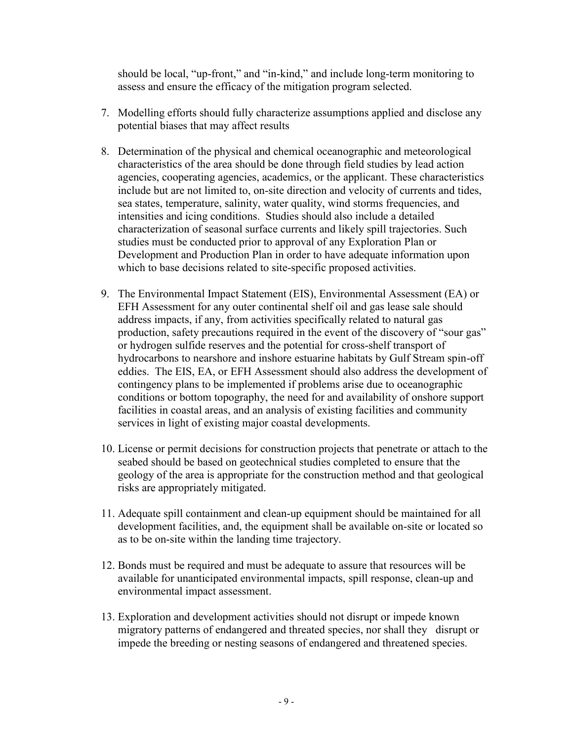should be local, "up-front," and "in-kind," and include long-term monitoring to assess and ensure the efficacy of the mitigation program selected.

7. Modelling efforts should fully characterize assumptions applied and disclose any potential biases that may affect results

8. Determination of the physical and chemical oceanographic and meteorological characteristics of the area should be done through field studies by lead action agencies, cooperating agencies, academics, or the applicant. These characteristics include but are not limited to, on-site direction and velocity of currents and tides, sea states, temperature, salinity, water quality, wind storms frequencies, and intensities and icing conditions. Studies should also include a detailed characterization of seasonal surface currents and likely spill trajectories. Such studies must be conducted prior to approval of any Exploration Plan or Development and Production Plan in order to have adequate information upon which to base decisions related to site-specific proposed activities.

9. The Environmental Impact Statement (EIS), Environmental Assessment (EA) or EFH Assessment for any outer continental shelf oil and gas lease sale should address impacts, if any, from activities specifically related to natural gas production, safety precautions required in the event of the discovery of "sour gas" or hydrogen sulfide reserves and the potential for cross-shelf transport of hydrocarbons to nearshore and inshore estuarine habitats by Gulf Stream spin-off eddies. The EIS, EA, or EFH Assessment should also address the development of contingency plans to be implemented if problems arise due to oceanographic conditions or bottom topography, the need for and availability of onshore support facilities in coastal areas, and an analysis of existing facilities and community services in light of existing major coastal developments.

10. License or permit decisions for construction projects that penetrate or attach to the seabed should be based on geotechnical studies completed to ensure that the geology of the area is appropriate for the construction method and that geological risks are appropriately mitigated.

11. Adequate spill containment and clean-up equipment should be maintained for all development facilities, and, the equipment shall be available on-site or located so as to be on-site within the landing time trajectory.

12. Bonds must be required and must be adequate to assure that resources will be available for unanticipated environmental impacts, spill response, clean-up and environmental impact assessment.

13. Exploration and development activities should not disrupt or impede known migratory patterns of endangered and threated species, nor shall they disrupt or impede the breeding or nesting seasons of endangered and threatened species.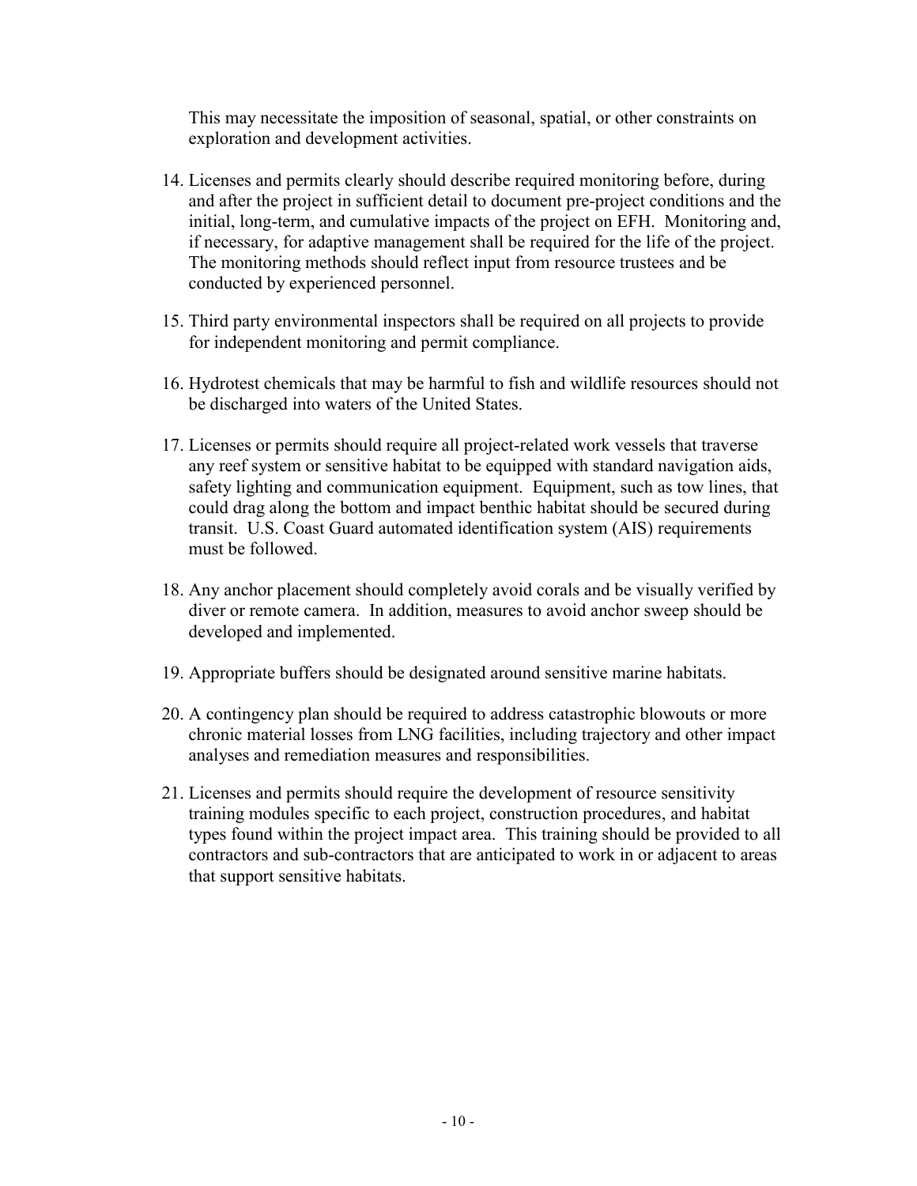This may necessitate the imposition of seasonal, spatial, or other constraints on exploration and development activities.

14. Licenses and permits clearly should describe required monitoring before, during and after the project in sufficient detail to document pre-project conditions and the initial, long-term, and cumulative impacts of the project on EFH. Monitoring and, if necessary, for adaptive management shall be required for the life of the project. The monitoring methods should reflect input from resource trustees and be conducted by experienced personnel.

15. Third party environmental inspectors shall be required on all projects to provide for independent monitoring and permit compliance.

16. Hydrotest chemicals that may be harmful to fish and wildlife resources should not be discharged into waters of the United States.

17. Licenses or permits should require all project-related work vessels that traverse any reef system or sensitive habitat to be equipped with standard navigation aids, safety lighting and communication equipment. Equipment, such as tow lines, that could drag along the bottom and impact benthic habitat should be secured during transit. U.S. Coast Guard automated identification system (AIS) requirements must be followed.

18. Any anchor placement should completely avoid corals and be visually verified by diver or remote camera. In addition, measures to avoid anchor sweep should be developed and implemented.

19. Appropriate buffers should be designated around sensitive marine habitats.

20. A contingency plan should be required to address catastrophic blowouts or more chronic material losses from LNG facilities, including trajectory and other impact analyses and remediation measures and responsibilities.

21. Licenses and permits should require the development of resource sensitivity training modules specific to each project, construction procedures, and habitat types found within the project impact area. This training should be provided to all contractors and sub-contractors that are anticipated to work in or adjacent to areas that support sensitive habitats.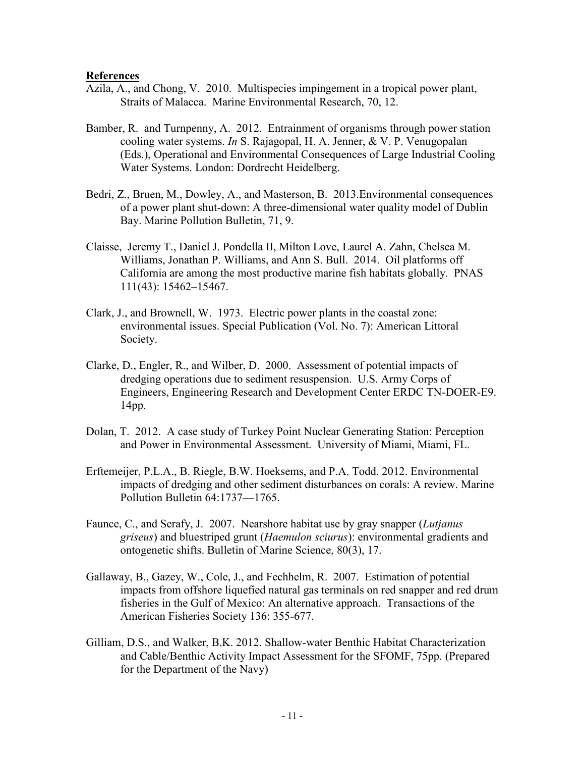**References**

Azila, A., and Chong, V. 2010. Multispecies impingement in a tropical power plant, Straits of Malacca. Marine Environmental Research, 70, 12.

Bamber, R. and Turnpenny, A. 2012. Entrainment of organisms through power station cooling water systems. *In* S. Rajagopal, H. A. Jenner, & V. P. Venugopalan (Eds.), Operational and Environmental Consequences of Large Industrial Cooling Water Systems. London: Dordrecht Heidelberg.

Bedri, Z., Bruen, M., Dowley, A., and Masterson, B. 2013.Environmental consequences of a power plant shut-down: A three-dimensional water quality model of Dublin Bay. Marine Pollution Bulletin, 71, 9.

Claisse, Jeremy T., Daniel J. Pondella II, Milton Love, Laurel A. Zahn, Chelsea M. Williams, Jonathan P. Williams, and Ann S. Bull. 2014. Oil platforms off California are among the most productive marine fish habitats globally. PNAS 111(43): 15462–15467.

Clark, J., and Brownell, W. 1973. Electric power plants in the coastal zone: environmental issues. Special Publication (Vol. No. 7): American Littoral Society.

Clarke, D., Engler, R., and Wilber, D. 2000. Assessment of potential impacts of dredging operations due to sediment resuspension. U.S. Army Corps of Engineers, Engineering Research and Development Center ERDC TN-DOER-E9. 14pp.

Dolan, T. 2012. A case study of Turkey Point Nuclear Generating Station: Perception and Power in Environmental Assessment. University of Miami, Miami, FL.

Erftemeijer, P.L.A., B. Riegle, B.W. Hoeksems, and P.A. Todd. 2012. Environmental impacts of dredging and other sediment disturbances on corals: A review. Marine Pollution Bulletin 64:1737—1765.

Faunce, C., and Serafy, J. 2007. Nearshore habitat use by gray snapper (*Lutjanus griseus*) and bluestriped grunt (*Haemulon sciurus*): environmental gradients and ontogenetic shifts. Bulletin of Marine Science, 80(3), 17.

Gallaway, B., Gazey, W., Cole, J., and Fechhelm, R. 2007. Estimation of potential impacts from offshore liquefied natural gas terminals on red snapper and red drum fisheries in the Gulf of Mexico: An alternative approach. Transactions of the American Fisheries Society 136: 355-677.

Gilliam, D.S., and Walker, B.K. 2012. Shallow-water Benthic Habitat Characterization and Cable/Benthic Activity Impact Assessment for the SFOMF, 75pp. (Prepared for the Department of the Navy)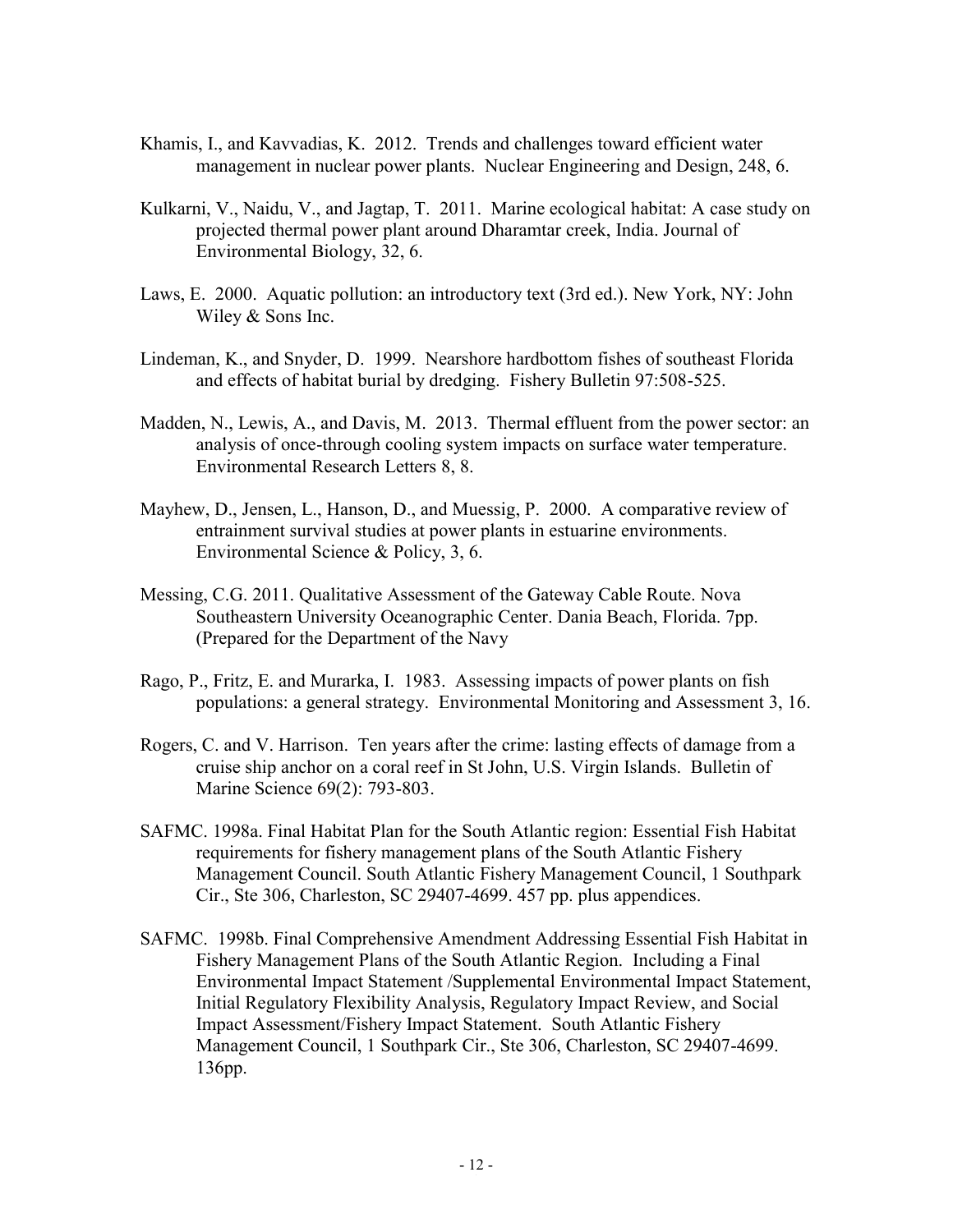Khamis, I., and Kavvadias, K. 2012. Trends and challenges toward efficient water management in nuclear power plants. Nuclear Engineering and Design, 248, 6.

Kulkarni, V., Naidu, V., and Jagtap, T. 2011. Marine ecological habitat: A case study on projected thermal power plant around Dharamtar creek, India. Journal of Environmental Biology, 32, 6.

Laws, E. 2000. Aquatic pollution: an introductory text (3rd ed.). New York, NY: John Wiley & Sons Inc.

Lindeman, K., and Snyder, D. 1999. Nearshore hardbottom fishes of southeast Florida and effects of habitat burial by dredging. Fishery Bulletin 97:508-525.

Madden, N., Lewis, A., and Davis, M. 2013. Thermal effluent from the power sector: an analysis of once-through cooling system impacts on surface water temperature. Environmental Research Letters 8, 8.

Mayhew, D., Jensen, L., Hanson, D., and Muessig, P. 2000. A comparative review of entrainment survival studies at power plants in estuarine environments. Environmental Science & Policy, 3, 6.

Messing, C.G. 2011. Qualitative Assessment of the Gateway Cable Route. Nova Southeastern University Oceanographic Center. Dania Beach, Florida. 7pp. (Prepared for the Department of the Navy

Rago, P., Fritz, E. and Murarka, I. 1983. Assessing impacts of power plants on fish populations: a general strategy. Environmental Monitoring and Assessment 3, 16.

Rogers, C. and V. Harrison. Ten years after the crime: lasting effects of damage from a cruise ship anchor on a coral reef in St John, U.S. Virgin Islands. Bulletin of Marine Science 69(2): 793-803.

SAFMC. 1998a. Final Habitat Plan for the South Atlantic region: Essential Fish Habitat requirements for fishery management plans of the South Atlantic Fishery Management Council. South Atlantic Fishery Management Council, 1 Southpark Cir., Ste 306, Charleston, SC 29407-4699. 457 pp. plus appendices.

SAFMC. 1998b. Final Comprehensive Amendment Addressing Essential Fish Habitat in Fishery Management Plans of the South Atlantic Region. Including a Final Environmental Impact Statement /Supplemental Environmental Impact Statement, Initial Regulatory Flexibility Analysis, Regulatory Impact Review, and Social Impact Assessment/Fishery Impact Statement. South Atlantic Fishery Management Council, 1 Southpark Cir., Ste 306, Charleston, SC 29407-4699. 136pp.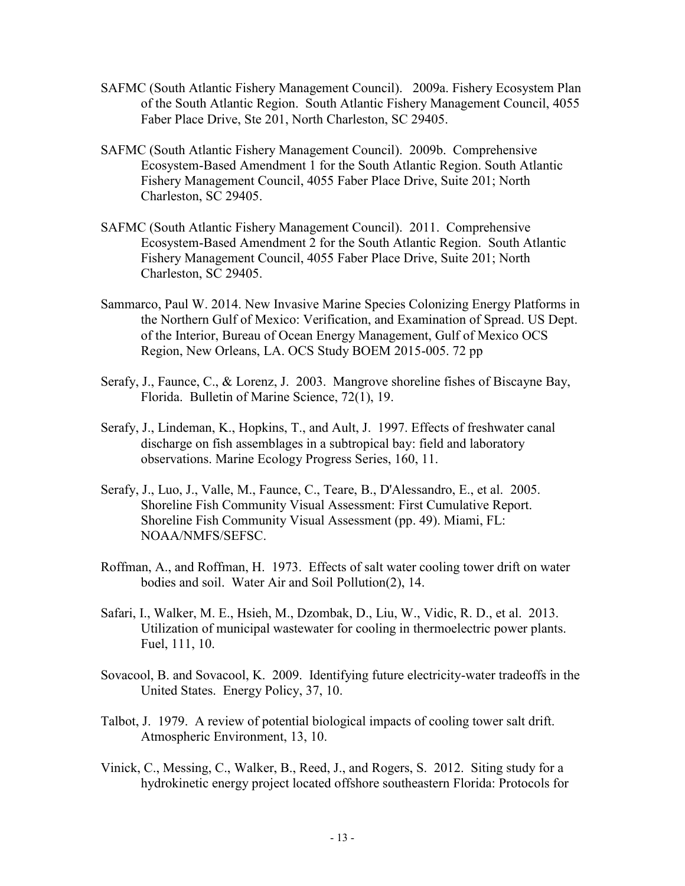SAFMC (South Atlantic Fishery Management Council). 2009a. Fishery Ecosystem Plan of the South Atlantic Region. South Atlantic Fishery Management Council, 4055 Faber Place Drive, Ste 201, North Charleston, SC 29405.

SAFMC (South Atlantic Fishery Management Council). 2009b. Comprehensive Ecosystem-Based Amendment 1 for the South Atlantic Region. South Atlantic Fishery Management Council, 4055 Faber Place Drive, Suite 201; North Charleston, SC 29405.

SAFMC (South Atlantic Fishery Management Council). 2011. Comprehensive Ecosystem-Based Amendment 2 for the South Atlantic Region. South Atlantic Fishery Management Council, 4055 Faber Place Drive, Suite 201; North Charleston, SC 29405.

Sammarco, Paul W. 2014. New Invasive Marine Species Colonizing Energy Platforms in the Northern Gulf of Mexico: Verification, and Examination of Spread. US Dept. of the Interior, Bureau of Ocean Energy Management, Gulf of Mexico OCS Region, New Orleans, LA. OCS Study BOEM 2015-005. 72 pp

Serafy, J., Faunce, C., & Lorenz, J. 2003. Mangrove shoreline fishes of Biscayne Bay, Florida. Bulletin of Marine Science, 72(1), 19.

Serafy, J., Lindeman, K., Hopkins, T., and Ault, J. 1997. Effects of freshwater canal discharge on fish assemblages in a subtropical bay: field and laboratory observations. Marine Ecology Progress Series, 160, 11.

Serafy, J., Luo, J., Valle, M., Faunce, C., Teare, B., D'Alessandro, E., et al. 2005. Shoreline Fish Community Visual Assessment: First Cumulative Report. Shoreline Fish Community Visual Assessment (pp. 49). Miami, FL: NOAA/NMFS/SEFSC.

Roffman, A., and Roffman, H. 1973. Effects of salt water cooling tower drift on water bodies and soil. Water Air and Soil Pollution(2), 14.

Safari, I., Walker, M. E., Hsieh, M., Dzombak, D., Liu, W., Vidic, R. D., et al. 2013. Utilization of municipal wastewater for cooling in thermoelectric power plants. Fuel, 111, 10.

Sovacool, B. and Sovacool, K. 2009. Identifying future electricity-water tradeoffs in the United States. Energy Policy, 37, 10.

Talbot, J. 1979. A review of potential biological impacts of cooling tower salt drift. Atmospheric Environment, 13, 10.

Vinick, C., Messing, C., Walker, B., Reed, J., and Rogers, S. 2012. Siting study for a hydrokinetic energy project located offshore southeastern Florida: Protocols for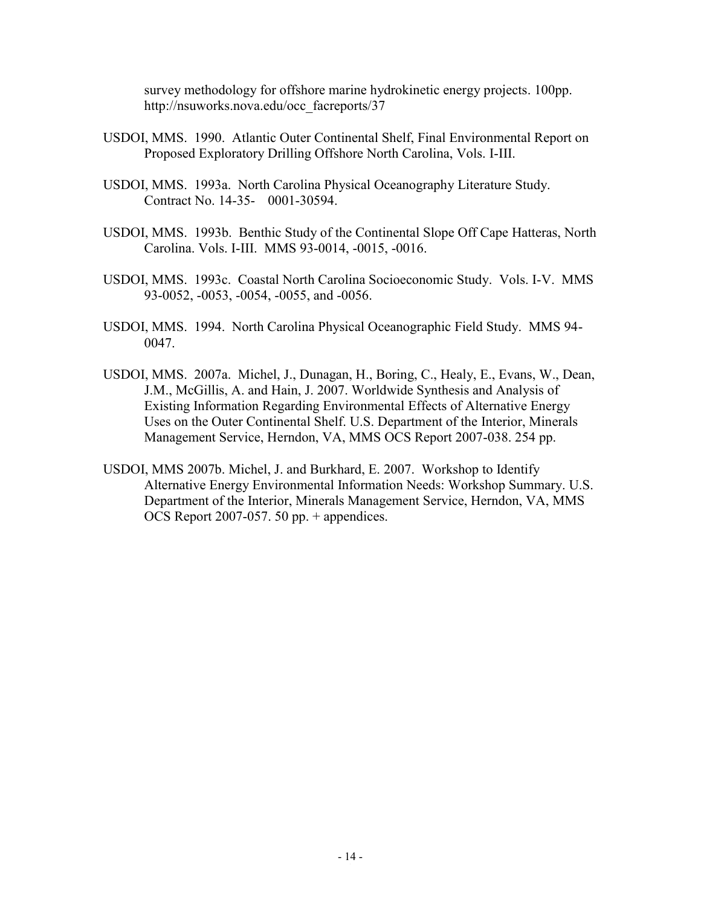survey methodology for offshore marine hydrokinetic energy projects. 100pp. http://nsuworks.nova.edu/occ_facreports/37

USDOI, MMS. 1990. Atlantic Outer Continental Shelf, Final Environmental Report on Proposed Exploratory Drilling Offshore North Carolina, Vols. I-III.

USDOI, MMS. 1993a. North Carolina Physical Oceanography Literature Study. Contract No. 14-35- 0001-30594.

USDOI, MMS. 1993b. Benthic Study of the Continental Slope Off Cape Hatteras, North Carolina. Vols. I-III. MMS 93-0014, -0015, -0016.

USDOI, MMS. 1993c. Coastal North Carolina Socioeconomic Study. Vols. I-V. MMS 93-0052, -0053, -0054, -0055, and -0056.

USDOI, MMS. 1994. North Carolina Physical Oceanographic Field Study. MMS 94-0047.

USDOI, MMS. 2007a. Michel, J., Dunagan, H., Boring, C., Healy, E., Evans, W., Dean, J.M., McGillis, A. and Hain, J. 2007. Worldwide Synthesis and Analysis of Existing Information Regarding Environmental Effects of Alternative Energy Uses on the Outer Continental Shelf. U.S. Department of the Interior, Minerals Management Service, Herndon, VA, MMS OCS Report 2007-038. 254 pp.

USDOI, MMS 2007b. Michel, J. and Burkhard, E. 2007. Workshop to Identify Alternative Energy Environmental Information Needs: Workshop Summary. U.S. Department of the Interior, Minerals Management Service, Herndon, VA, MMS OCS Report 2007-057. 50 pp. + appendices.